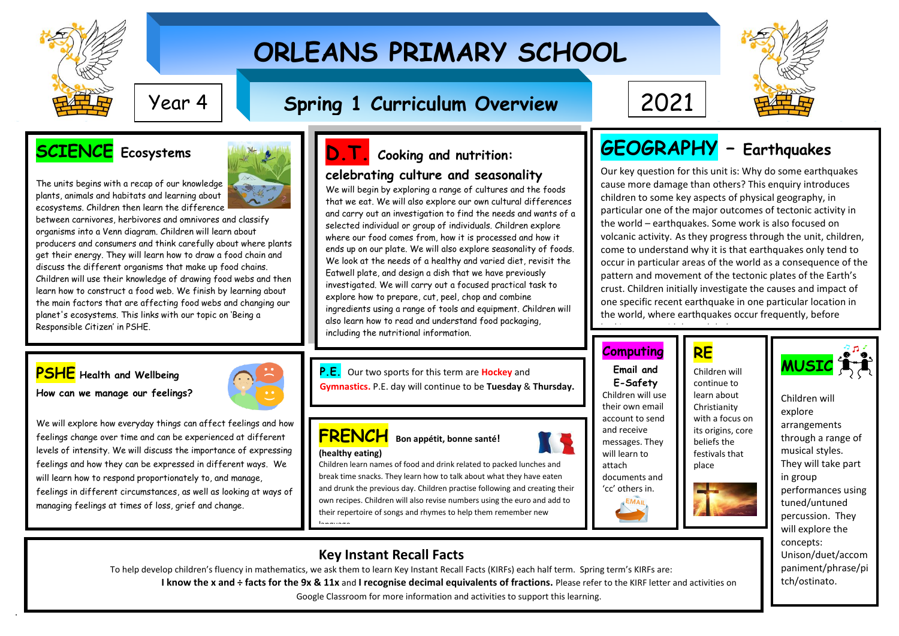# ORLEANS PRIMARY SCHOOL

Year 4

## Spring 1 Curriculum Overview

2021

## SCIENCE Ecosystems

The units begins with a recap of our knowledge plants, animals and habitats and learning about ecosystems. Children then learn the difference between carnivores, herbivores and omnivores and classify organisms into a Venn diagram. Children will learn about producers and consumers and think carefully about where plants get their energy. They will learn how to draw a food chain and discuss the different organisms that make up food chains. Children will use their knowledge of drawing food webs and then learn how to construct a food web. We finish by learning about the main factors that are affecting food webs and changing our planet's ecosystems. This links with our topic on 'Being a Responsible Citizen' in PSHE.

## D.T. Cooking and nutrition: celebrating culture and seasonality

We will begin by exploring a range of cultures and the foods that we eat. We will also explore our own cultural differences and carry out an investigation to find the needs and wants of a selected individual or group of individuals. Children explore where our food comes from, how it is processed and how it ends up on our plate. We will also explore seasonality of foods. We look at the needs of a healthy and varied diet, revisit the Eatwell plate, and design a dish that we have previously investigated. We will carry out a focused practical task to explore how to prepare, cut, peel, chop and combine ingredients using a range of tools and equipment. Children will also learn how to read and understand food packaging, including the nutritional information.

## GEOGRAPHY – Earthquakes

Our key question for this unit is: Why do some earthquakes cause more damage than others? This enquiry introduces children to some key aspects of physical geography, in particular one of the major outcomes of tectonic activity in the world – earthquakes. Some work is also focused on volcanic activity. As they progress through the unit, children, come to understand why it is that earthquakes only tend to occur in particular areas of the world as a consequence of the pattern and movement of the tectonic plates of the Earth's crust. Children initially investigate the causes and impact of one specific recent earthquake in one particular location in the world, where earthquakes occur frequently, before

## PSHE Health and Wellbeing

**How can we manage our feelings?**

We will explore how everyday things can affect feelings and how feelings change over time and can be experienced at different levels of intensity. We will discuss the importance of expressing feelings and how they can be expressed in different ways. We will learn how to respond proportionately to, and manage, feelings in different circumstances, as well as looking at ways of managing feelings at times of loss, grief and change.

## P.E.

Our two sports for this term are **Hockey** and **Gymnastics.** P.E. day will continue to be **Tuesday** & **Thursday.**

## FRENCH Bon appétit, bonne santé!

**(healthy eating)**

Children learn names of food and drink related to packed lunches and break time snacks. They learn how to talk about what they have eaten and drunk the previous day. Children practise following and creating their own recipes. Children will also revise numbers using the euro and add to their repertoire of songs and rhymes to help them remember new language.

## Computing

**Email and E-Safety**

Children will use their own email account to send and receive messages. They will learn to attach documents and 'cc' others in.

## RE

Children will continue to learn about Christianity with a focus on its origins, core beliefs the festivals that place

## MUSIC

Children will explore arrangements through a range of musical styles. They will take part in group performances using tuned/untuned percussion. They will explore the concepts: Unison/duet/accompaniment/phrase/pitch/ostinato.

## Key Instant Recall Facts

To help develop children's fluency in mathematics, we ask them to learn Key Instant Recall Facts (KIRFs) each half term. Spring term's KIRFs are:

**I know the x and ÷ facts for the 9x & 11x** and **I recognise decimal equivalents of fractions.** Please refer to the KIRF letter and activities on Google Classroom for more information and activities to support this learning.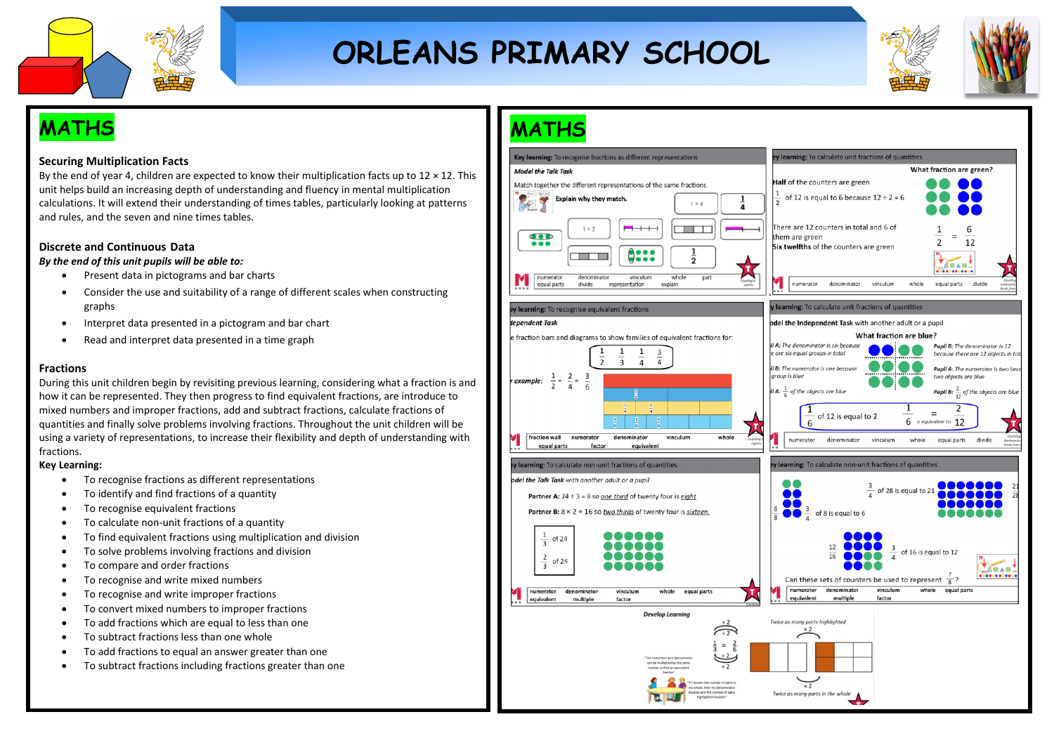# ORLEANS PRIMARY SCHOOL

## MATHS

### Securing Multiplication Facts

By the end of year 4, children are expected to know their multiplication facts up to 12 × 12. This unit helps build an increasing depth of understanding and fluency in mental multiplication calculations. It will extend their understanding of times tables, particularly looking at patterns and rules, and the seven and nine times tables.

### Discrete and Continuous Data

***By the end of this unit pupils will be able to:***

- Present data in pictograms and bar charts
- Consider the use and suitability of a range of different scales when constructing graphs
- Interpret data presented in a pictogram and bar chart
- Read and interpret data presented in a time graph

### Fractions

During this unit children begin by revisiting previous learning, considering what a fraction is and how it can be represented. They then progress to find equivalent fractions, are introduce to mixed numbers and improper fractions, add and subtract fractions, calculate fractions of quantities and finally solve problems involving fractions. Throughout the unit children will be using a variety of representations, to increase their flexibility and depth of understanding with fractions.

**Key Learning:**

- To recognise fractions as different representations
- To identify and find fractions of a quantity
- To recognise equivalent fractions
- To calculate non-unit fractions of a quantity
- To find equivalent fractions using multiplication and division
- To solve problems involving fractions and division
- To compare and order fractions
- To recognise and write mixed numbers
- To recognise and write improper fractions
- To convert mixed numbers to improper fractions
- To add fractions which are equal to less than one
- To subtract fractions less than one whole
- To add fractions to equal an answer greater than one
- To subtract fractions including fractions greater than one

## MATHS

**Key learning:** To recognise fractions as different representations

*Model the Talk Task*

Match together the different representations of the same fractions.

Explain why they match.

$1 \div 4$, $\frac{1}{4}$, $1 \div 2$, $\frac{1}{2}$

numerator, denominator, vinculum, whole, part, equal parts, divide, representation, explain

**Key learning:** To calculate unit fractions of quantities

What fraction are green?

Half of the counters are green

$\frac{1}{2}$ of 12 is equal to 6 because $12 \div 2 = 6$

There are 12 counters in total and 6 of them are green

Six twelfths of the counters are green

$\frac{1}{2} = \frac{6}{12}$

numerator, denominator, vinculum, whole, equal parts, divide

**Key learning:** To recognise equivalent fractions

*Independent Task*

Use fraction bars and diagrams to show families of equivalent fractions for: $\frac{1}{2}$ $\frac{1}{3}$ $\frac{1}{4}$ $\frac{3}{4}$

*For example:* $\frac{1}{2} = \frac{2}{4} = \frac{3}{6}$

fraction wall, numerator, denominator, vinculum, whole, equal parts, factor, equivalent

**Key learning:** To calculate unit fractions of quantities

Model the Independent Task with another adult or a pupil

What fraction are blue?

Pupil A: The denominator is six because there are six equal groups in total

Pupil B: The numerator is one because one group is blue

Pupil A: $\frac{1}{6}$ of the objects are blue

Pupil B: The denominator is 12 because there are 12 objects in total

Pupil A: The numerator is two because two objects are blue

Pupil B: $\frac{2}{12}$ of the objects are blue

$\frac{1}{6}$ of 12 is equal to 2 $\quad \frac{1}{6} = \frac{2}{12}$ is equivalent to

numerator, denominator, vinculum, whole, equal parts, divide

**Key learning:** To calculate non-unit fractions of quantities

*Model the Talk Task with another adult or a pupil*

Partner A: $24 \div 3 = 8$ so one third of twenty four is eight

Partner B: $8 \times 2 = 16$ so two thirds of twenty four is sixteen.

$\frac{1}{3}$ of 24

$\frac{2}{3}$ of 24

numerator, denominator, vinculum, whole, equal parts, equivalent, multiple, factor

**Key learning:** To calculate non-unit fractions of quantities

$\frac{3}{4}$ of 28 is equal to 21 $\quad \frac{21}{28}$

$\frac{6}{8}$ $\quad \frac{3}{4}$ of 8 is equal to 6

$\frac{12}{16}$ $\quad \frac{3}{4}$ of 16 is equal to 12

Can these sets of counters be used to represent $\frac{7}{8}$?

numerator, denominator, vinculum, whole, equal parts, equivalent, multiple, factor

*Develop Learning*

$\frac{1}{3} = \frac{2}{6}$ (× 2, ÷ 2)

"The numerator and denominator can be multiplied by the same number to find an equivalent fraction"

"If I double the number of parts in my whole, then my denominator doubles and the number of parts highlighted doubles."

Twice as many parts highlighted

Twice as many parts in the whole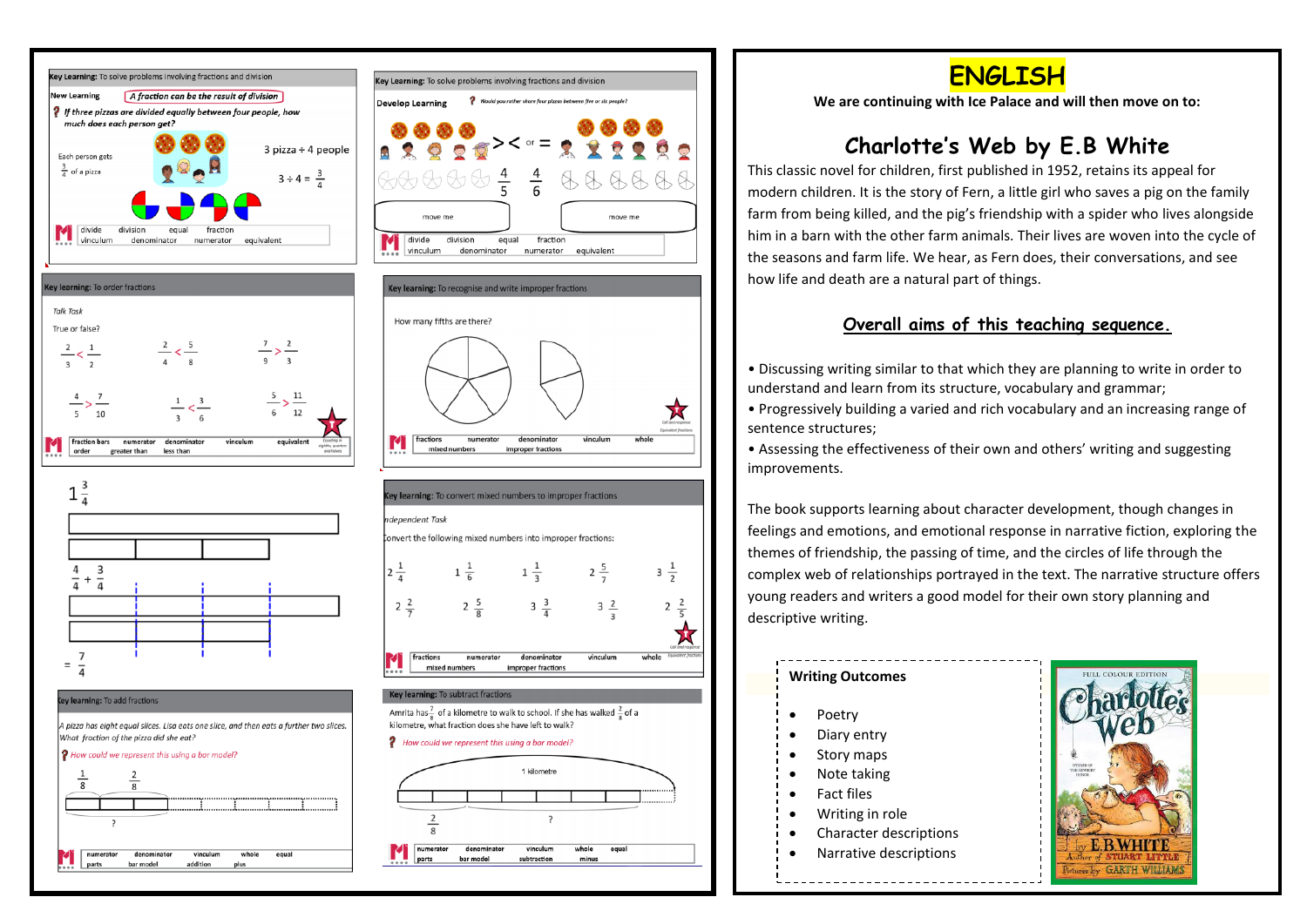Key Learning: To solve problems involving fractions and division

New Learning

A fraction can be the result of division

If three pizzas are divided equally between four people, how much does each person get?

Each person gets $\frac{3}{4}$ of a pizza

3 pizza ÷ 4 people

$3 \div 4 = \frac{3}{4}$

divide division equal fraction
vinculum denominator numerator equivalent

Key Learning: To solve problems involving fractions and division

Develop Learning

Would you rather share four pizzas between five or six people?

> < or =

$\frac{4}{5}$ $\frac{4}{6}$

move me move me

divide division equal fraction
vinculum denominator numerator equivalent

Key learning: To order fractions

Talk Task

True or false?

$\frac{2}{3} < \frac{1}{2}$ $\frac{2}{4} < \frac{5}{8}$ $\frac{7}{9} > \frac{2}{3}$

$\frac{4}{5} > \frac{7}{10}$ $\frac{1}{3} < \frac{3}{6}$ $\frac{5}{6} > \frac{11}{12}$

fraction bars numerator denominator vinculum equivalent
order greater than less than

Key learning: To recognise and write improper fractions

How many fifths are there?

fractions numerator denominator vinculum whole
mixed numbers improper fractions

$1\frac{3}{4}$

$\frac{4}{4} + \frac{3}{4}$

$= \frac{7}{4}$

Key learning: To convert mixed numbers to improper fractions

Independent Task

Convert the following mixed numbers into improper fractions:

$2\frac{1}{4}$ $1\frac{1}{6}$ $1\frac{1}{3}$ $2\frac{5}{7}$ $3\frac{1}{2}$

$2\frac{2}{7}$ $2\frac{5}{8}$ $3\frac{3}{4}$ $3\frac{2}{3}$ $2\frac{2}{5}$

fractions numerator denominator vinculum whole
mixed numbers improper fractions

Key learning: To add fractions

A pizza has eight equal slices. Lisa eats one slice, and then eats a further two slices. What fraction of the pizza did she eat?

How could we represent this using a bar model?

$\frac{1}{8}$ $\frac{2}{8}$

?

numerator denominator vinculum whole equal
parts bar model addition plus

Key learning: To subtract fractions

Amrita has $\frac{7}{8}$ of a kilometre to walk to school. If she has walked $\frac{2}{8}$ of a kilometre, what fraction does she have left to walk?

How could we represent this using a bar model?

1 kilometre

$\frac{2}{8}$ ?

numerator denominator vinculum whole equal
parts bar model subtraction minus

# ENGLISH

**We are continuing with Ice Palace and will then move on to:**

## Charlotte's Web by E.B White

This classic novel for children, first published in 1952, retains its appeal for modern children. It is the story of Fern, a little girl who saves a pig on the family farm from being killed, and the pig's friendship with a spider who lives alongside him in a barn with the other farm animals. Their lives are woven into the cycle of the seasons and farm life. We hear, as Fern does, their conversations, and see how life and death are a natural part of things.

## Overall aims of this teaching sequence.

- Discussing writing similar to that which they are planning to write in order to understand and learn from its structure, vocabulary and grammar;
- Progressively building a varied and rich vocabulary and an increasing range of sentence structures;
- Assessing the effectiveness of their own and others' writing and suggesting improvements.

The book supports learning about character development, though changes in feelings and emotions, and emotional response in narrative fiction, exploring the themes of friendship, the passing of time, and the circles of life through the complex web of relationships portrayed in the text. The narrative structure offers young readers and writers a good model for their own story planning and descriptive writing.

**Writing Outcomes**

- Poetry
- Diary entry
- Story maps
- Note taking
- Fact files
- Writing in role
- Character descriptions
- Narrative descriptions